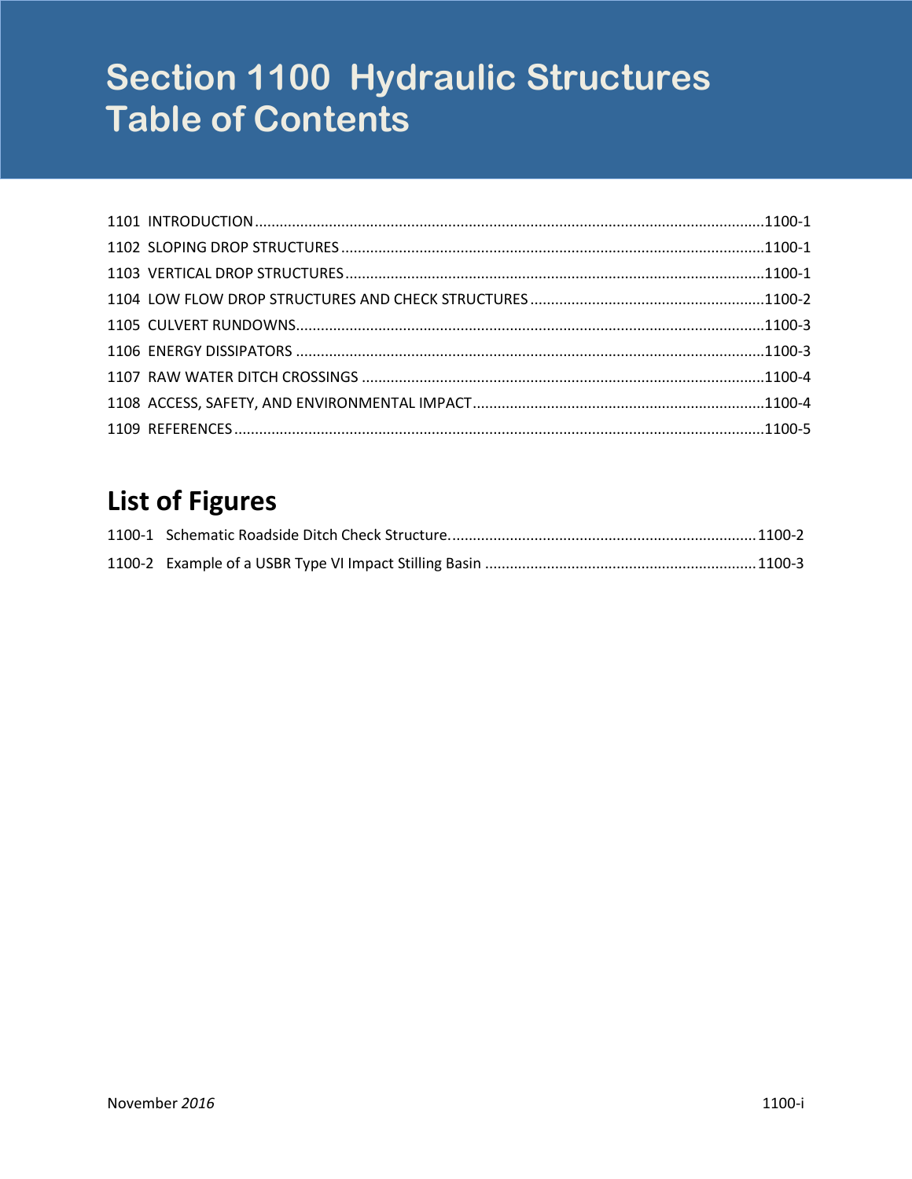# Section 1100 Hydraulic Structures Table of Contents

1101 INTRODUCTION .......... 1100-1
1102 SLOPING DROP STRUCTURES .......... 1100-1
1103 VERTICAL DROP STRUCTURES .......... 1100-1
1104 LOW FLOW DROP STRUCTURES AND CHECK STRUCTURES .......... 1100-2
1105 CULVERT RUNDOWNS .......... 1100-3
1106 ENERGY DISSIPATORS .......... 1100-3
1107 RAW WATER DITCH CROSSINGS .......... 1100-4
1108 ACCESS, SAFETY, AND ENVIRONMENTAL IMPACT .......... 1100-4
1109 REFERENCES .......... 1100-5

## List of Figures

1100-1 Schematic Roadside Ditch Check Structure. .......... 1100-2
1100-2 Example of a USBR Type VI Impact Stilling Basin .......... 1100-3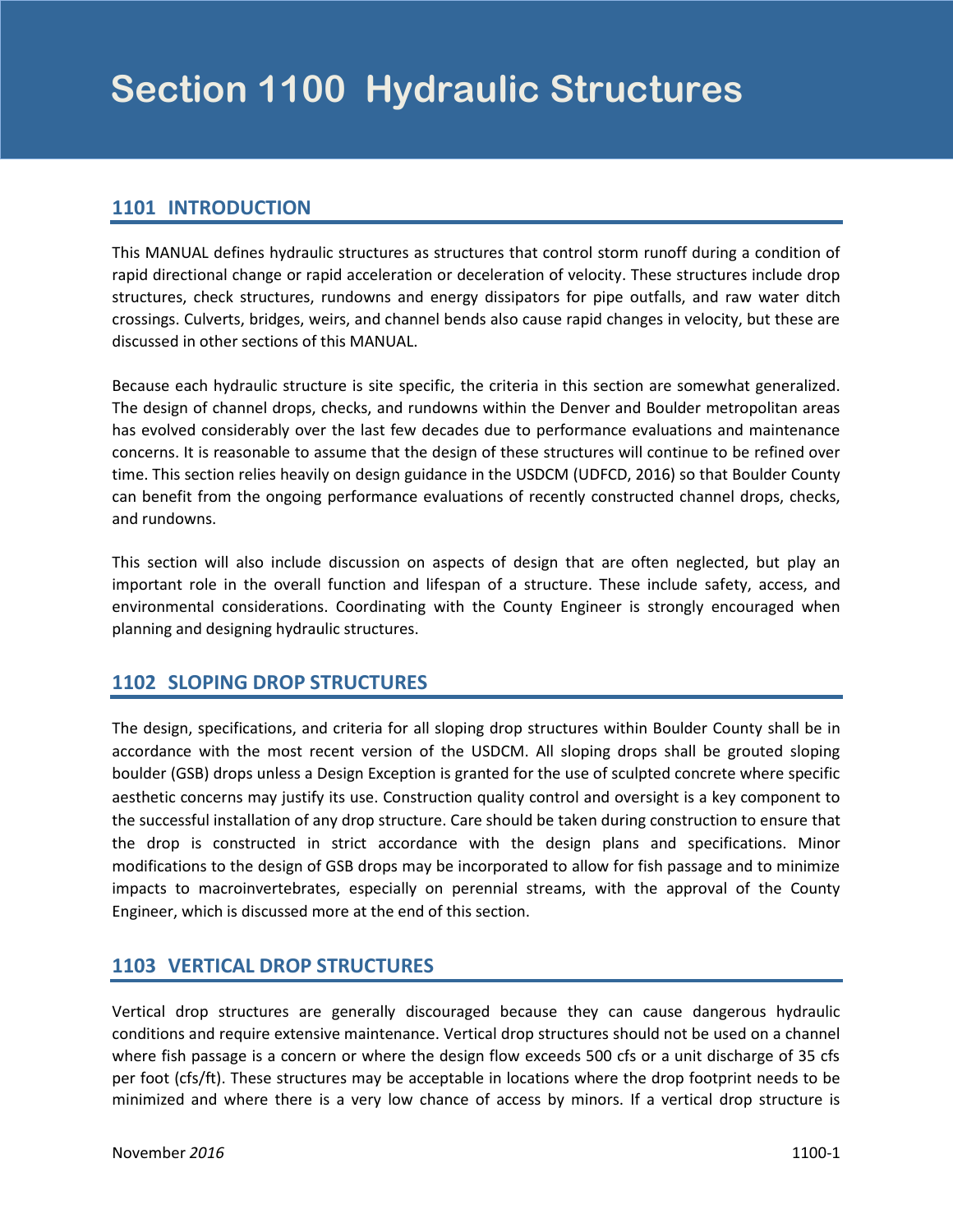# Section 1100 Hydraulic Structures

## 1101 INTRODUCTION

This MANUAL defines hydraulic structures as structures that control storm runoff during a condition of rapid directional change or rapid acceleration or deceleration of velocity. These structures include drop structures, check structures, rundowns and energy dissipators for pipe outfalls, and raw water ditch crossings. Culverts, bridges, weirs, and channel bends also cause rapid changes in velocity, but these are discussed in other sections of this MANUAL.

Because each hydraulic structure is site specific, the criteria in this section are somewhat generalized. The design of channel drops, checks, and rundowns within the Denver and Boulder metropolitan areas has evolved considerably over the last few decades due to performance evaluations and maintenance concerns. It is reasonable to assume that the design of these structures will continue to be refined over time. This section relies heavily on design guidance in the USDCM (UDFCD, 2016) so that Boulder County can benefit from the ongoing performance evaluations of recently constructed channel drops, checks, and rundowns.

This section will also include discussion on aspects of design that are often neglected, but play an important role in the overall function and lifespan of a structure. These include safety, access, and environmental considerations. Coordinating with the County Engineer is strongly encouraged when planning and designing hydraulic structures.

## 1102 SLOPING DROP STRUCTURES

The design, specifications, and criteria for all sloping drop structures within Boulder County shall be in accordance with the most recent version of the USDCM. All sloping drops shall be grouted sloping boulder (GSB) drops unless a Design Exception is granted for the use of sculpted concrete where specific aesthetic concerns may justify its use. Construction quality control and oversight is a key component to the successful installation of any drop structure. Care should be taken during construction to ensure that the drop is constructed in strict accordance with the design plans and specifications. Minor modifications to the design of GSB drops may be incorporated to allow for fish passage and to minimize impacts to macroinvertebrates, especially on perennial streams, with the approval of the County Engineer, which is discussed more at the end of this section.

## 1103 VERTICAL DROP STRUCTURES

Vertical drop structures are generally discouraged because they can cause dangerous hydraulic conditions and require extensive maintenance. Vertical drop structures should not be used on a channel where fish passage is a concern or where the design flow exceeds 500 cfs or a unit discharge of 35 cfs per foot (cfs/ft). These structures may be acceptable in locations where the drop footprint needs to be minimized and where there is a very low chance of access by minors. If a vertical drop structure is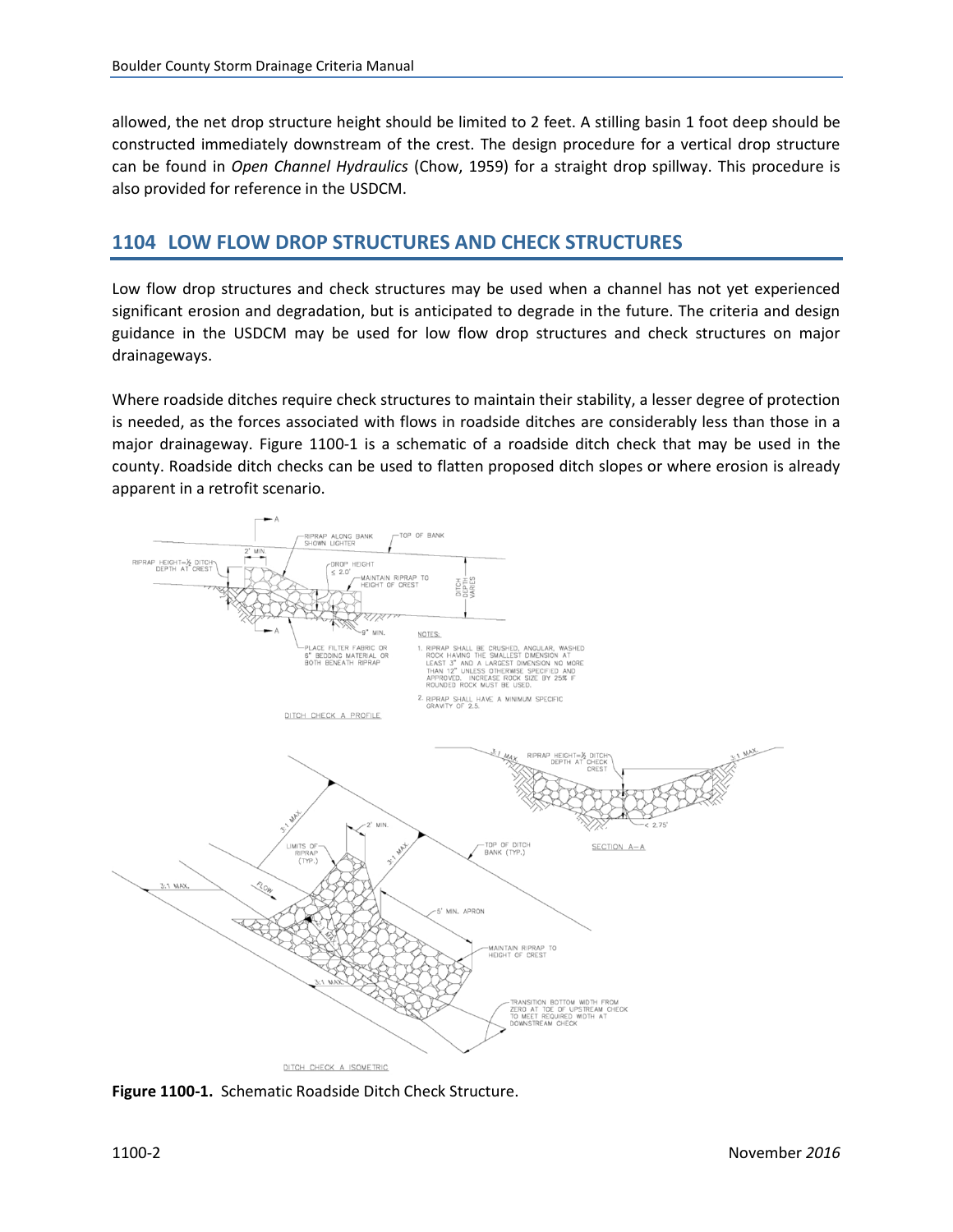allowed, the net drop structure height should be limited to 2 feet. A stilling basin 1 foot deep should be constructed immediately downstream of the crest. The design procedure for a vertical drop structure can be found in *Open Channel Hydraulics* (Chow, 1959) for a straight drop spillway. This procedure is also provided for reference in the USDCM.

## 1104 LOW FLOW DROP STRUCTURES AND CHECK STRUCTURES

Low flow drop structures and check structures may be used when a channel has not yet experienced significant erosion and degradation, but is anticipated to degrade in the future. The criteria and design guidance in the USDCM may be used for low flow drop structures and check structures on major drainageways.

Where roadside ditches require check structures to maintain their stability, a lesser degree of protection is needed, as the forces associated with flows in roadside ditches are considerably less than those in a major drainageway. Figure 1100-1 is a schematic of a roadside ditch check that may be used in the county. Roadside ditch checks can be used to flatten proposed ditch slopes or where erosion is already apparent in a retrofit scenario.

**Figure 1100-1.** Schematic Roadside Ditch Check Structure.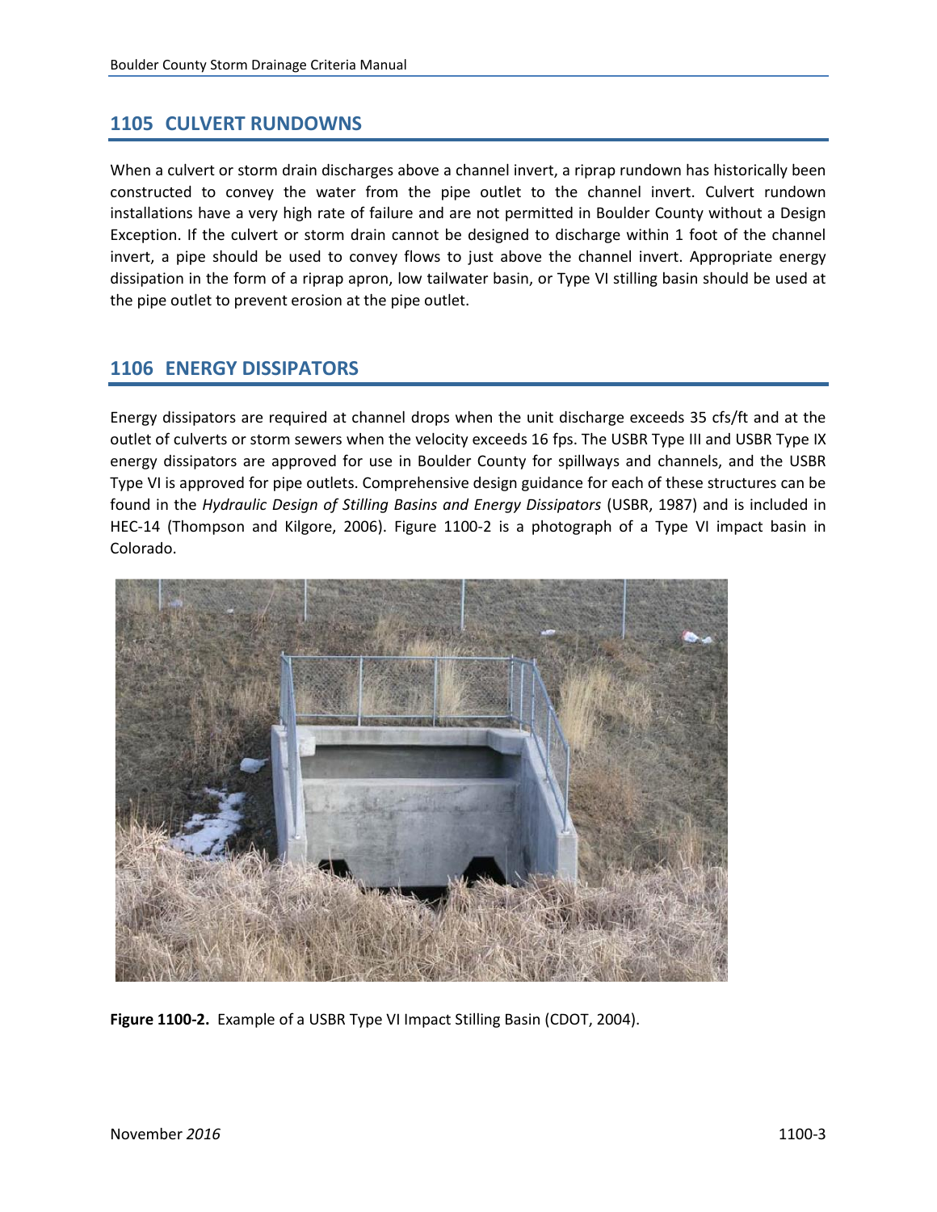## 1105 CULVERT RUNDOWNS

When a culvert or storm drain discharges above a channel invert, a riprap rundown has historically been constructed to convey the water from the pipe outlet to the channel invert. Culvert rundown installations have a very high rate of failure and are not permitted in Boulder County without a Design Exception. If the culvert or storm drain cannot be designed to discharge within 1 foot of the channel invert, a pipe should be used to convey flows to just above the channel invert. Appropriate energy dissipation in the form of a riprap apron, low tailwater basin, or Type VI stilling basin should be used at the pipe outlet to prevent erosion at the pipe outlet.

## 1106 ENERGY DISSIPATORS

Energy dissipators are required at channel drops when the unit discharge exceeds 35 cfs/ft and at the outlet of culverts or storm sewers when the velocity exceeds 16 fps. The USBR Type III and USBR Type IX energy dissipators are approved for use in Boulder County for spillways and channels, and the USBR Type VI is approved for pipe outlets. Comprehensive design guidance for each of these structures can be found in the *Hydraulic Design of Stilling Basins and Energy Dissipators* (USBR, 1987) and is included in HEC-14 (Thompson and Kilgore, 2006). Figure 1100-2 is a photograph of a Type VI impact basin in Colorado.

**Figure 1100-2.** Example of a USBR Type VI Impact Stilling Basin (CDOT, 2004).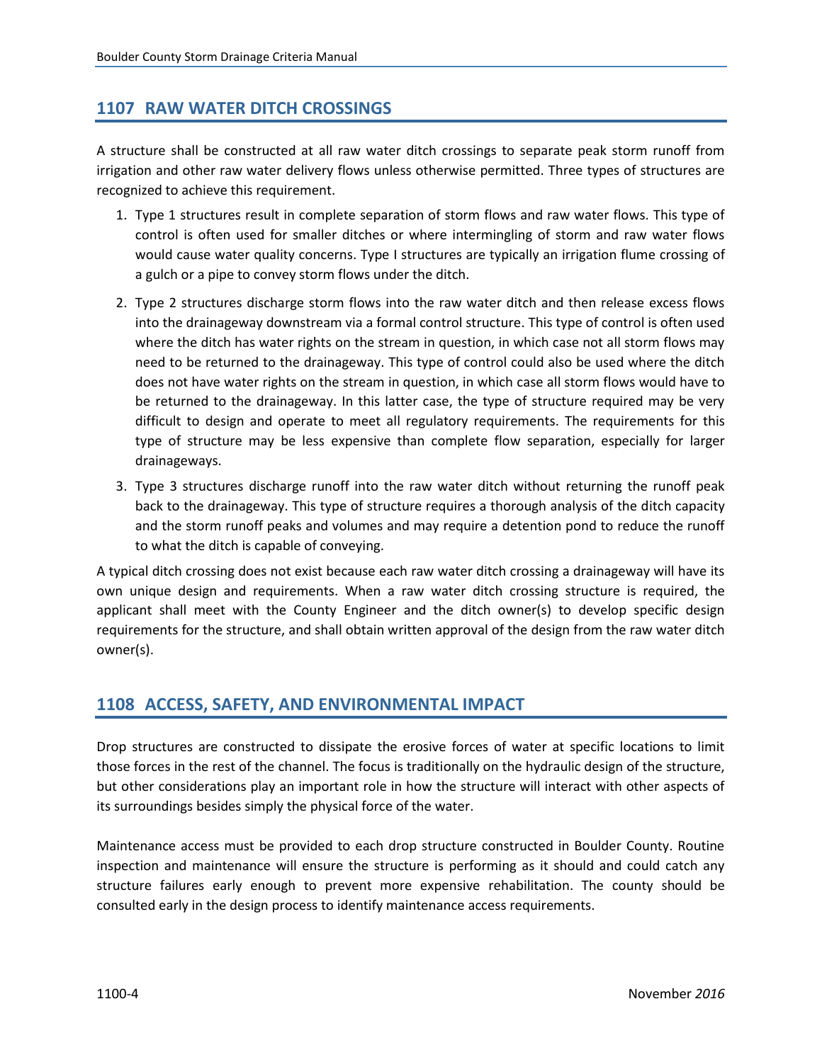## 1107 RAW WATER DITCH CROSSINGS

A structure shall be constructed at all raw water ditch crossings to separate peak storm runoff from irrigation and other raw water delivery flows unless otherwise permitted. Three types of structures are recognized to achieve this requirement.

1. Type 1 structures result in complete separation of storm flows and raw water flows. This type of control is often used for smaller ditches or where intermingling of storm and raw water flows would cause water quality concerns. Type I structures are typically an irrigation flume crossing of a gulch or a pipe to convey storm flows under the ditch.
2. Type 2 structures discharge storm flows into the raw water ditch and then release excess flows into the drainageway downstream via a formal control structure. This type of control is often used where the ditch has water rights on the stream in question, in which case not all storm flows may need to be returned to the drainageway. This type of control could also be used where the ditch does not have water rights on the stream in question, in which case all storm flows would have to be returned to the drainageway. In this latter case, the type of structure required may be very difficult to design and operate to meet all regulatory requirements. The requirements for this type of structure may be less expensive than complete flow separation, especially for larger drainageways.
3. Type 3 structures discharge runoff into the raw water ditch without returning the runoff peak back to the drainageway. This type of structure requires a thorough analysis of the ditch capacity and the storm runoff peaks and volumes and may require a detention pond to reduce the runoff to what the ditch is capable of conveying.

A typical ditch crossing does not exist because each raw water ditch crossing a drainageway will have its own unique design and requirements. When a raw water ditch crossing structure is required, the applicant shall meet with the County Engineer and the ditch owner(s) to develop specific design requirements for the structure, and shall obtain written approval of the design from the raw water ditch owner(s).

## 1108 ACCESS, SAFETY, AND ENVIRONMENTAL IMPACT

Drop structures are constructed to dissipate the erosive forces of water at specific locations to limit those forces in the rest of the channel. The focus is traditionally on the hydraulic design of the structure, but other considerations play an important role in how the structure will interact with other aspects of its surroundings besides simply the physical force of the water.

Maintenance access must be provided to each drop structure constructed in Boulder County. Routine inspection and maintenance will ensure the structure is performing as it should and could catch any structure failures early enough to prevent more expensive rehabilitation. The county should be consulted early in the design process to identify maintenance access requirements.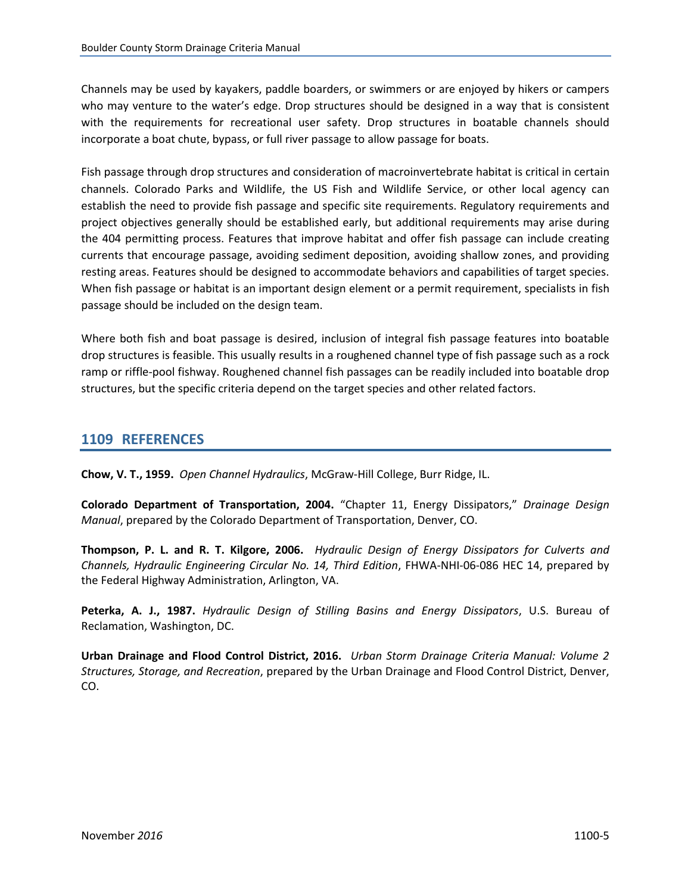Channels may be used by kayakers, paddle boarders, or swimmers or are enjoyed by hikers or campers who may venture to the water's edge. Drop structures should be designed in a way that is consistent with the requirements for recreational user safety. Drop structures in boatable channels should incorporate a boat chute, bypass, or full river passage to allow passage for boats.

Fish passage through drop structures and consideration of macroinvertebrate habitat is critical in certain channels. Colorado Parks and Wildlife, the US Fish and Wildlife Service, or other local agency can establish the need to provide fish passage and specific site requirements. Regulatory requirements and project objectives generally should be established early, but additional requirements may arise during the 404 permitting process. Features that improve habitat and offer fish passage can include creating currents that encourage passage, avoiding sediment deposition, avoiding shallow zones, and providing resting areas. Features should be designed to accommodate behaviors and capabilities of target species. When fish passage or habitat is an important design element or a permit requirement, specialists in fish passage should be included on the design team.

Where both fish and boat passage is desired, inclusion of integral fish passage features into boatable drop structures is feasible. This usually results in a roughened channel type of fish passage such as a rock ramp or riffle-pool fishway. Roughened channel fish passages can be readily included into boatable drop structures, but the specific criteria depend on the target species and other related factors.

## 1109 REFERENCES

**Chow, V. T., 1959.** *Open Channel Hydraulics*, McGraw-Hill College, Burr Ridge, IL.

**Colorado Department of Transportation, 2004.** "Chapter 11, Energy Dissipators," *Drainage Design Manual*, prepared by the Colorado Department of Transportation, Denver, CO.

**Thompson, P. L. and R. T. Kilgore, 2006.** *Hydraulic Design of Energy Dissipators for Culverts and Channels, Hydraulic Engineering Circular No. 14, Third Edition*, FHWA-NHI-06-086 HEC 14, prepared by the Federal Highway Administration, Arlington, VA.

**Peterka, A. J., 1987.** *Hydraulic Design of Stilling Basins and Energy Dissipators*, U.S. Bureau of Reclamation, Washington, DC.

**Urban Drainage and Flood Control District, 2016.** *Urban Storm Drainage Criteria Manual: Volume 2 Structures, Storage, and Recreation*, prepared by the Urban Drainage and Flood Control District, Denver, CO.